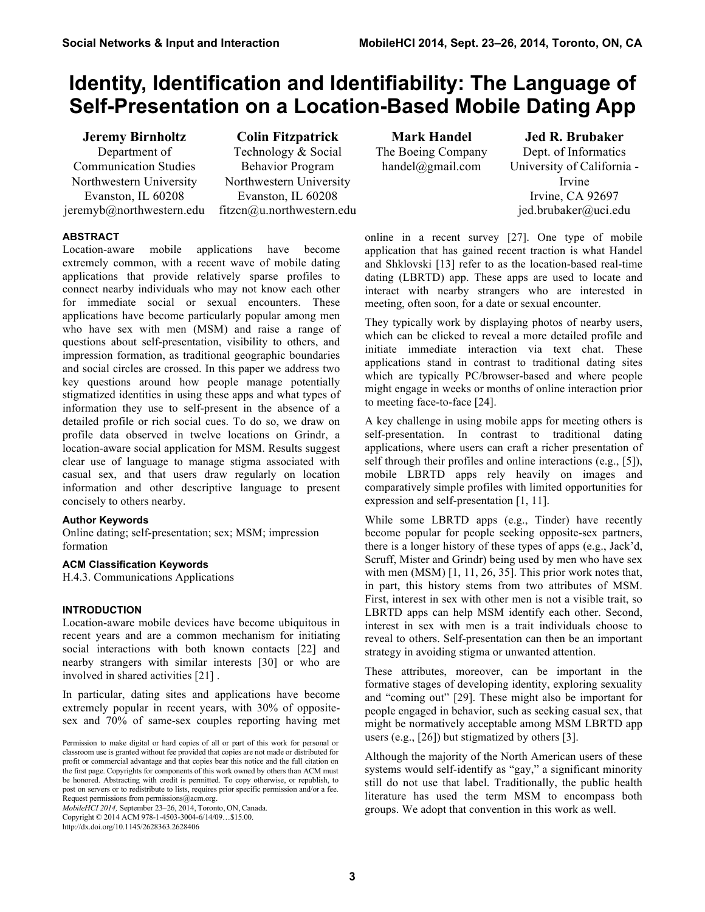# Identity, Identification and Identifiability: The Language of Self-Presentation on a Location-Based Mobile Dating App

**Jeremy Birnholtz**
Department of Communication Studies
Northwestern University
Evanston, IL 60208
jeremyb@northwestern.edu

**Colin Fitzpatrick**
Technology & Social Behavior Program
Northwestern University
Evanston, IL 60208
fitzcn@u.northwestern.edu

**Mark Handel**
The Boeing Company
handel@gmail.com

**Jed R. Brubaker**
Dept. of Informatics
University of California - Irvine
Irvine, CA 92697
jed.brubaker@uci.edu

## ABSTRACT

Location-aware mobile applications have become extremely common, with a recent wave of mobile dating applications that provide relatively sparse profiles to connect nearby individuals who may not know each other for immediate social or sexual encounters. These applications have become particularly popular among men who have sex with men (MSM) and raise a range of questions about self-presentation, visibility to others, and impression formation, as traditional geographic boundaries and social circles are crossed. In this paper we address two key questions around how people manage potentially stigmatized identities in using these apps and what types of information they use to self-present in the absence of a detailed profile or rich social cues. To do so, we draw on profile data observed in twelve locations on Grindr, a location-aware social application for MSM. Results suggest clear use of language to manage stigma associated with casual sex, and that users draw regularly on location information and other descriptive language to present concisely to others nearby.

### Author Keywords

Online dating; self-presentation; sex; MSM; impression formation

### ACM Classification Keywords

H.4.3. Communications Applications

## INTRODUCTION

Location-aware mobile devices have become ubiquitous in recent years and are a common mechanism for initiating social interactions with both known contacts [22] and nearby strangers with similar interests [30] or who are involved in shared activities [21] .

In particular, dating sites and applications have become extremely popular in recent years, with 30% of opposite-sex and 70% of same-sex couples reporting having met online in a recent survey [27]. One type of mobile application that has gained recent traction is what Handel and Shklovski [13] refer to as the location-based real-time dating (LBRTD) app. These apps are used to locate and interact with nearby strangers who are interested in meeting, often soon, for a date or sexual encounter.

They typically work by displaying photos of nearby users, which can be clicked to reveal a more detailed profile and initiate immediate interaction via text chat. These applications stand in contrast to traditional dating sites which are typically PC/browser-based and where people might engage in weeks or months of online interaction prior to meeting face-to-face [24].

A key challenge in using mobile apps for meeting others is self-presentation. In contrast to traditional dating applications, where users can craft a richer presentation of self through their profiles and online interactions (e.g., [5]), mobile LBRTD apps rely heavily on images and comparatively simple profiles with limited opportunities for expression and self-presentation [1, 11].

While some LBRTD apps (e.g., Tinder) have recently become popular for people seeking opposite-sex partners, there is a longer history of these types of apps (e.g., Jack'd, Scruff, Mister and Grindr) being used by men who have sex with men (MSM) [1, 11, 26, 35]. This prior work notes that, in part, this history stems from two attributes of MSM. First, interest in sex with other men is not a visible trait, so LBRTD apps can help MSM identify each other. Second, interest in sex with men is a trait individuals choose to reveal to others. Self-presentation can then be an important strategy in avoiding stigma or unwanted attention.

These attributes, moreover, can be important in the formative stages of developing identity, exploring sexuality and "coming out" [29]. These might also be important for people engaged in behavior, such as seeking casual sex, that might be normatively acceptable among MSM LBRTD app users (e.g., [26]) but stigmatized by others [3].

Although the majority of the North American users of these systems would self-identify as "gay," a significant minority still do not use that label. Traditionally, the public health literature has used the term MSM to encompass both groups. We adopt that convention in this work as well.

Permission to make digital or hard copies of all or part of this work for personal or classroom use is granted without fee provided that copies are not made or distributed for profit or commercial advantage and that copies bear this notice and the full citation on the first page. Copyrights for components of this work owned by others than ACM must be honored. Abstracting with credit is permitted. To copy otherwise, or republish, to post on servers or to redistribute to lists, requires prior specific permission and/or a fee. Request permissions from permissions@acm.org.
*MobileHCI 2014,* September 23–26, 2014, Toronto, ON, Canada.
Copyright © 2014 ACM 978-1-4503-3004-6/14/09…$15.00.
http://dx.doi.org/10.1145/2628363.2628406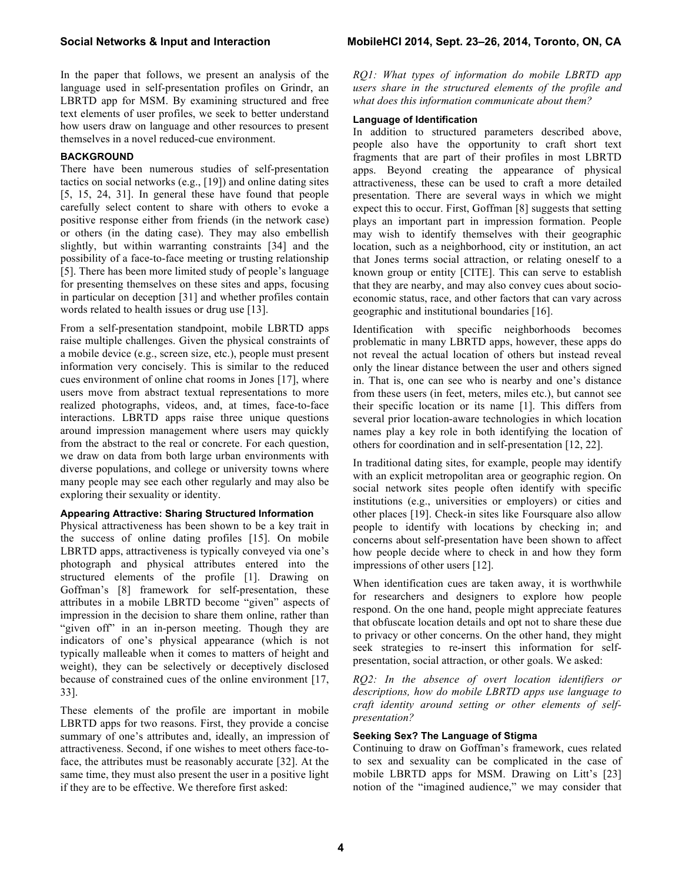In the paper that follows, we present an analysis of the language used in self-presentation profiles on Grindr, an LBRTD app for MSM. By examining structured and free text elements of user profiles, we seek to better understand how users draw on language and other resources to present themselves in a novel reduced-cue environment.

## BACKGROUND

There have been numerous studies of self-presentation tactics on social networks (e.g., [19]) and online dating sites [5, 15, 24, 31]. In general these have found that people carefully select content to share with others to evoke a positive response either from friends (in the network case) or others (in the dating case). They may also embellish slightly, but within warranting constraints [34] and the possibility of a face-to-face meeting or trusting relationship [5]. There has been more limited study of people's language for presenting themselves on these sites and apps, focusing in particular on deception [31] and whether profiles contain words related to health issues or drug use [13].

From a self-presentation standpoint, mobile LBRTD apps raise multiple challenges. Given the physical constraints of a mobile device (e.g., screen size, etc.), people must present information very concisely. This is similar to the reduced cues environment of online chat rooms in Jones [17], where users move from abstract textual representations to more realized photographs, videos, and, at times, face-to-face interactions. LBRTD apps raise three unique questions around impression management where users may quickly from the abstract to the real or concrete. For each question, we draw on data from both large urban environments with diverse populations, and college or university towns where many people may see each other regularly and may also be exploring their sexuality or identity.

### Appearing Attractive: Sharing Structured Information

Physical attractiveness has been shown to be a key trait in the success of online dating profiles [15]. On mobile LBRTD apps, attractiveness is typically conveyed via one's photograph and physical attributes entered into the structured elements of the profile [1]. Drawing on Goffman's [8] framework for self-presentation, these attributes in a mobile LBRTD become "given" aspects of impression in the decision to share them online, rather than "given off" in an in-person meeting. Though they are indicators of one's physical appearance (which is not typically malleable when it comes to matters of height and weight), they can be selectively or deceptively disclosed because of constrained cues of the online environment [17, 33].

These elements of the profile are important in mobile LBRTD apps for two reasons. First, they provide a concise summary of one's attributes and, ideally, an impression of attractiveness. Second, if one wishes to meet others face-to-face, the attributes must be reasonably accurate [32]. At the same time, they must also present the user in a positive light if they are to be effective. We therefore first asked:

*RQ1: What types of information do mobile LBRTD app users share in the structured elements of the profile and what does this information communicate about them?*

### Language of Identification

In addition to structured parameters described above, people also have the opportunity to craft short text fragments that are part of their profiles in most LBRTD apps. Beyond creating the appearance of physical attractiveness, these can be used to craft a more detailed presentation. There are several ways in which we might expect this to occur. First, Goffman [8] suggests that setting plays an important part in impression formation. People may wish to identify themselves with their geographic location, such as a neighborhood, city or institution, an act that Jones terms social attraction, or relating oneself to a known group or entity [CITE]. This can serve to establish that they are nearby, and may also convey cues about socio-economic status, race, and other factors that can vary across geographic and institutional boundaries [16].

Identification with specific neighborhoods becomes problematic in many LBRTD apps, however, these apps do not reveal the actual location of others but instead reveal only the linear distance between the user and others signed in. That is, one can see who is nearby and one's distance from these users (in feet, meters, miles etc.), but cannot see their specific location or its name [1]. This differs from several prior location-aware technologies in which location names play a key role in both identifying the location of others for coordination and in self-presentation [12, 22].

In traditional dating sites, for example, people may identify with an explicit metropolitan area or geographic region. On social network sites people often identify with specific institutions (e.g., universities or employers) or cities and other places [19]. Check-in sites like Foursquare also allow people to identify with locations by checking in; and concerns about self-presentation have been shown to affect how people decide where to check in and how they form impressions of other users [12].

When identification cues are taken away, it is worthwhile for researchers and designers to explore how people respond. On the one hand, people might appreciate features that obfuscate location details and opt not to share these due to privacy or other concerns. On the other hand, they might seek strategies to re-insert this information for self-presentation, social attraction, or other goals. We asked:

*RQ2: In the absence of overt location identifiers or descriptions, how do mobile LBRTD apps use language to craft identity around setting or other elements of self-presentation?*

### Seeking Sex? The Language of Stigma

Continuing to draw on Goffman's framework, cues related to sex and sexuality can be complicated in the case of mobile LBRTD apps for MSM. Drawing on Litt's [23] notion of the "imagined audience," we may consider that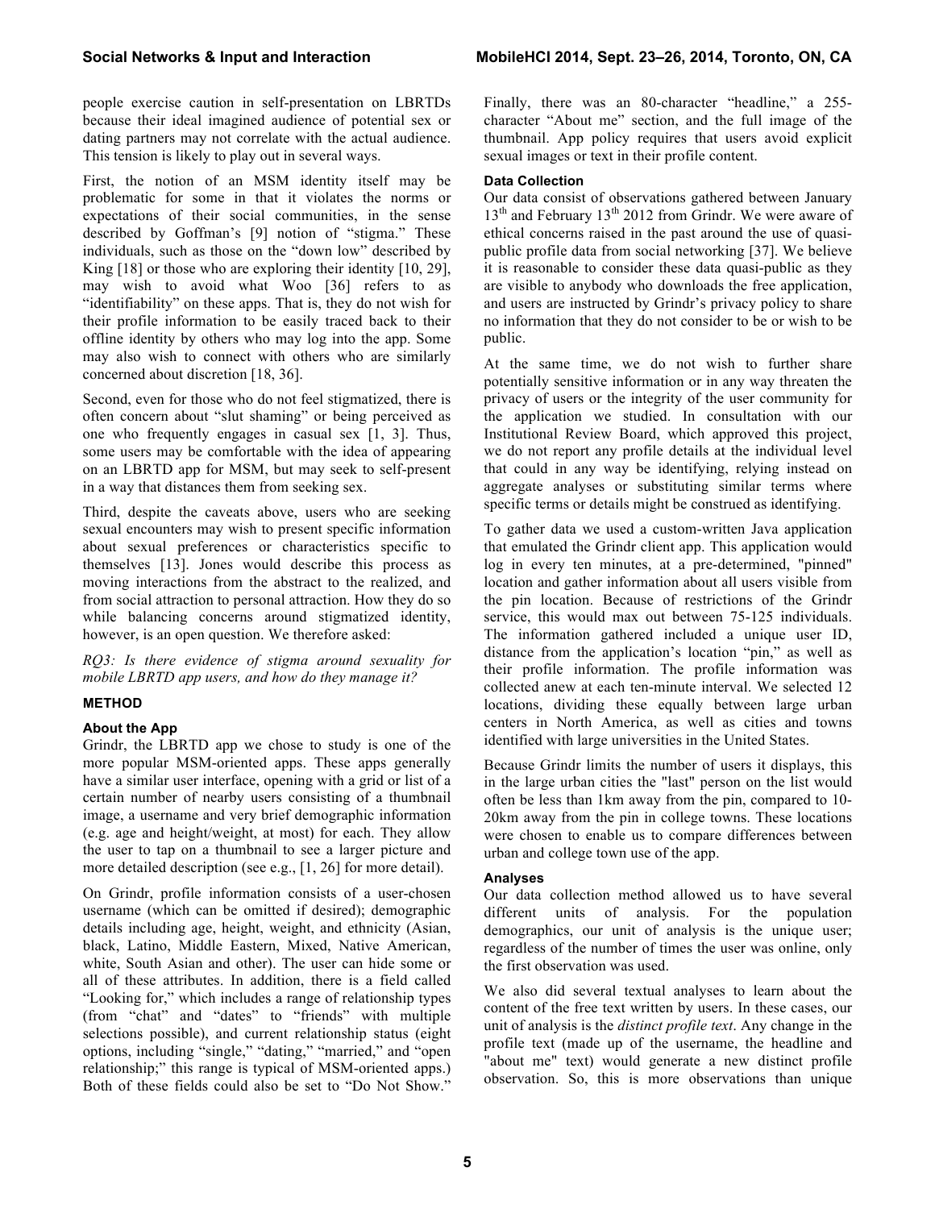people exercise caution in self-presentation on LBRTDs because their ideal imagined audience of potential sex or dating partners may not correlate with the actual audience. This tension is likely to play out in several ways.

First, the notion of an MSM identity itself may be problematic for some in that it violates the norms or expectations of their social communities, in the sense described by Goffman's [9] notion of "stigma." These individuals, such as those on the "down low" described by King [18] or those who are exploring their identity [10, 29], may wish to avoid what Woo [36] refers to as "identifiability" on these apps. That is, they do not wish for their profile information to be easily traced back to their offline identity by others who may log into the app. Some may also wish to connect with others who are similarly concerned about discretion [18, 36].

Second, even for those who do not feel stigmatized, there is often concern about "slut shaming" or being perceived as one who frequently engages in casual sex [1, 3]. Thus, some users may be comfortable with the idea of appearing on an LBRTD app for MSM, but may seek to self-present in a way that distances them from seeking sex.

Third, despite the caveats above, users who are seeking sexual encounters may wish to present specific information about sexual preferences or characteristics specific to themselves [13]. Jones would describe this process as moving interactions from the abstract to the realized, and from social attraction to personal attraction. How they do so while balancing concerns around stigmatized identity, however, is an open question. We therefore asked:

*RQ3: Is there evidence of stigma around sexuality for mobile LBRTD app users, and how do they manage it?*

## METHOD

### About the App

Grindr, the LBRTD app we chose to study is one of the more popular MSM-oriented apps. These apps generally have a similar user interface, opening with a grid or list of a certain number of nearby users consisting of a thumbnail image, a username and very brief demographic information (e.g. age and height/weight, at most) for each. They allow the user to tap on a thumbnail to see a larger picture and more detailed description (see e.g., [1, 26] for more detail).

On Grindr, profile information consists of a user-chosen username (which can be omitted if desired); demographic details including age, height, weight, and ethnicity (Asian, black, Latino, Middle Eastern, Mixed, Native American, white, South Asian and other). The user can hide some or all of these attributes. In addition, there is a field called "Looking for," which includes a range of relationship types (from "chat" and "dates" to "friends" with multiple selections possible), and current relationship status (eight options, including "single," "dating," "married," and "open relationship;" this range is typical of MSM-oriented apps.) Both of these fields could also be set to "Do Not Show." Finally, there was an 80-character "headline," a 255-character "About me" section, and the full image of the thumbnail. App policy requires that users avoid explicit sexual images or text in their profile content.

### Data Collection

Our data consist of observations gathered between January 13th and February 13th 2012 from Grindr. We were aware of ethical concerns raised in the past around the use of quasi-public profile data from social networking [37]. We believe it is reasonable to consider these data quasi-public as they are visible to anybody who downloads the free application, and users are instructed by Grindr's privacy policy to share no information that they do not consider to be or wish to be public.

At the same time, we do not wish to further share potentially sensitive information or in any way threaten the privacy of users or the integrity of the user community for the application we studied. In consultation with our Institutional Review Board, which approved this project, we do not report any profile details at the individual level that could in any way be identifying, relying instead on aggregate analyses or substituting similar terms where specific terms or details might be construed as identifying.

To gather data we used a custom-written Java application that emulated the Grindr client app. This application would log in every ten minutes, at a pre-determined, "pinned" location and gather information about all users visible from the pin location. Because of restrictions of the Grindr service, this would max out between 75-125 individuals. The information gathered included a unique user ID, distance from the application's location "pin," as well as their profile information. The profile information was collected anew at each ten-minute interval. We selected 12 locations, dividing these equally between large urban centers in North America, as well as cities and towns identified with large universities in the United States.

Because Grindr limits the number of users it displays, this in the large urban cities the "last" person on the list would often be less than 1km away from the pin, compared to 10-20km away from the pin in college towns. These locations were chosen to enable us to compare differences between urban and college town use of the app.

### Analyses

Our data collection method allowed us to have several different units of analysis. For the population demographics, our unit of analysis is the unique user; regardless of the number of times the user was online, only the first observation was used.

We also did several textual analyses to learn about the content of the free text written by users. In these cases, our unit of analysis is the *distinct profile text*. Any change in the profile text (made up of the username, the headline and "about me" text) would generate a new distinct profile observation. So, this is more observations than unique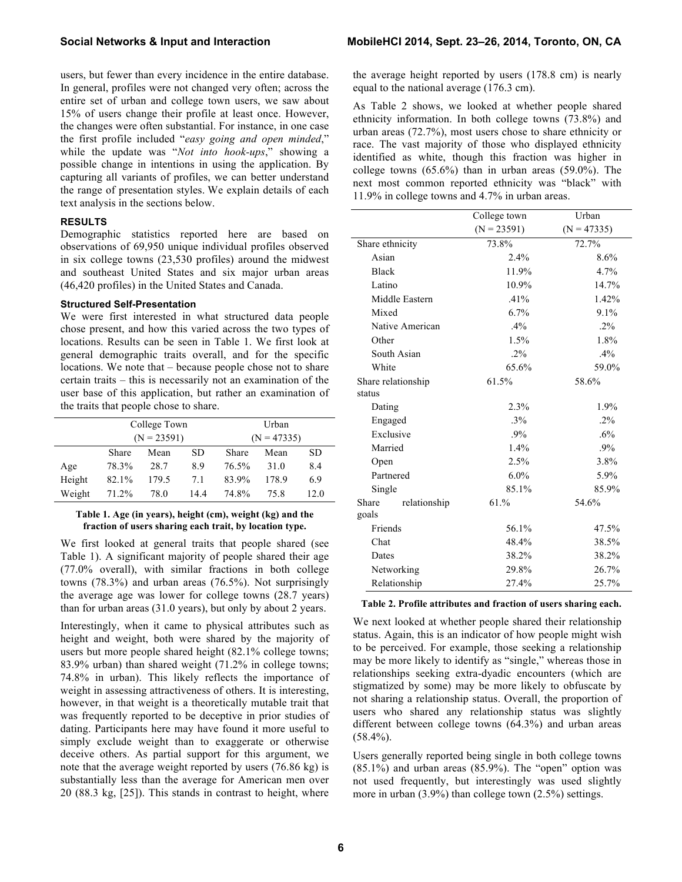users, but fewer than every incidence in the entire database. In general, profiles were not changed very often; across the entire set of urban and college town users, we saw about 15% of users change their profile at least once. However, the changes were often substantial. For instance, in one case the first profile included "*easy going and open minded*," while the update was "*Not into hook-ups*," showing a possible change in intentions in using the application. By capturing all variants of profiles, we can better understand the range of presentation styles. We explain details of each text analysis in the sections below.

## RESULTS

Demographic statistics reported here are based on observations of 69,950 unique individual profiles observed in six college towns (23,530 profiles) around the midwest and southeast United States and six major urban areas (46,420 profiles) in the United States and Canada.

### Structured Self-Presentation

We were first interested in what structured data people chose present, and how this varied across the two types of locations. Results can be seen in Table 1. We first look at general demographic traits overall, and for the specific locations. We note that – because people chose not to share certain traits – this is necessarily not an examination of the user base of this application, but rather an examination of the traits that people chose to share.

| | College Town (N = 23591) | | | Urban (N = 47335) | | |
|---|---|---|---|---|---|---|
| | Share | Mean | SD | Share | Mean | SD |
| Age | 78.3% | 28.7 | 8.9 | 76.5% | 31.0 | 8.4 |
| Height | 82.1% | 179.5 | 7.1 | 83.9% | 178.9 | 6.9 |
| Weight | 71.2% | 78.0 | 14.4 | 74.8% | 75.8 | 12.0 |

**Table 1. Age (in years), height (cm), weight (kg) and the fraction of users sharing each trait, by location type.**

We first looked at general traits that people shared (see Table 1). A significant majority of people shared their age (77.0% overall), with similar fractions in both college towns (78.3%) and urban areas (76.5%). Not surprisingly the average age was lower for college towns (28.7 years) than for urban areas (31.0 years), but only by about 2 years.

Interestingly, when it came to physical attributes such as height and weight, both were shared by the majority of users but more people shared height (82.1% college towns; 83.9% urban) than shared weight (71.2% in college towns; 74.8% in urban). This likely reflects the importance of weight in assessing attractiveness of others. It is interesting, however, in that weight is a theoretically mutable trait that was frequently reported to be deceptive in prior studies of dating. Participants here may have found it more useful to simply exclude weight than to exaggerate or otherwise deceive others. As partial support for this argument, we note that the average weight reported by users (76.86 kg) is substantially less than the average for American men over 20 (88.3 kg, [25]). This stands in contrast to height, where the average height reported by users (178.8 cm) is nearly equal to the national average (176.3 cm).

As Table 2 shows, we looked at whether people shared ethnicity information. In both college towns (73.8%) and urban areas (72.7%), most users chose to share ethnicity or race. The vast majority of those who displayed ethnicity identified as white, though this fraction was higher in college towns (65.6%) than in urban areas (59.0%). The next most common reported ethnicity was "black" with 11.9% in college towns and 4.7% in urban areas.

| | College town (N = 23591) | Urban (N = 47335) |
|---|---|---|
| Share ethnicity | 73.8% | 72.7% |
| Asian | 2.4% | 8.6% |
| Black | 11.9% | 4.7% |
| Latino | 10.9% | 14.7% |
| Middle Eastern | .41% | 1.42% |
| Mixed | 6.7% | 9.1% |
| Native American | .4% | .2% |
| Other | 1.5% | 1.8% |
| South Asian | .2% | .4% |
| White | 65.6% | 59.0% |
| Share relationship status | 61.5% | 58.6% |
| Dating | 2.3% | 1.9% |
| Engaged | .3% | .2% |
| Exclusive | .9% | .6% |
| Married | 1.4% | .9% |
| Open | 2.5% | 3.8% |
| Partnered | 6.0% | 5.9% |
| Single | 85.1% | 85.9% |
| Share relationship goals | 61.% | 54.6% |
| Friends | 56.1% | 47.5% |
| Chat | 48.4% | 38.5% |
| Dates | 38.2% | 38.2% |
| Networking | 29.8% | 26.7% |
| Relationship | 27.4% | 25.7% |

**Table 2. Profile attributes and fraction of users sharing each.**

We next looked at whether people shared their relationship status. Again, this is an indicator of how people might wish to be perceived. For example, those seeking a relationship may be more likely to identify as "single," whereas those in relationships seeking extra-dyadic encounters (which are stigmatized by some) may be more likely to obfuscate by not sharing a relationship status. Overall, the proportion of users who shared any relationship status was slightly different between college towns (64.3%) and urban areas (58.4%).

Users generally reported being single in both college towns (85.1%) and urban areas (85.9%). The "open" option was not used frequently, but interestingly was used slightly more in urban (3.9%) than college town (2.5%) settings.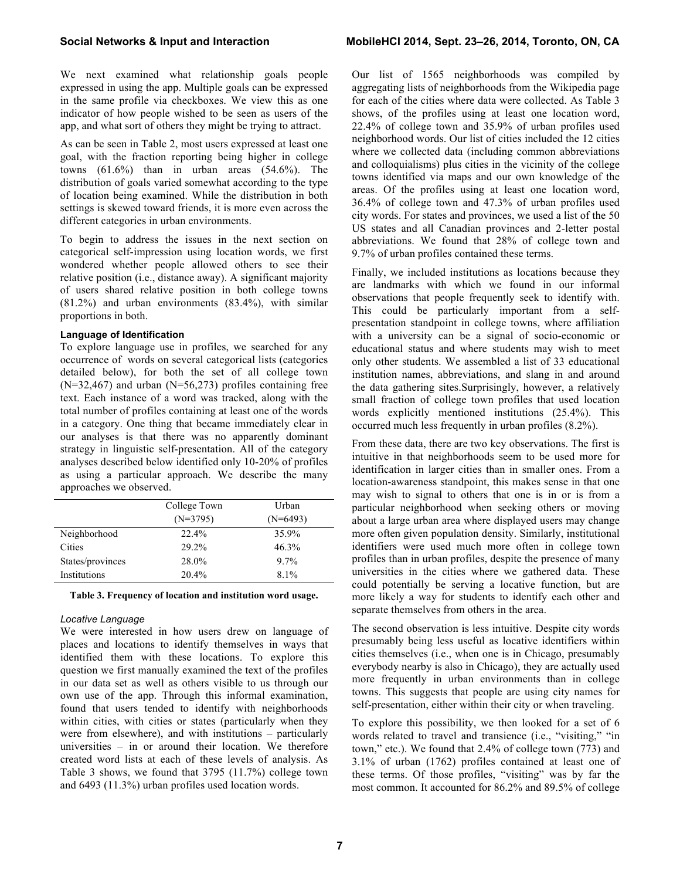We next examined what relationship goals people expressed in using the app. Multiple goals can be expressed in the same profile via checkboxes. We view this as one indicator of how people wished to be seen as users of the app, and what sort of others they might be trying to attract.

As can be seen in Table 2, most users expressed at least one goal, with the fraction reporting being higher in college towns (61.6%) than in urban areas (54.6%). The distribution of goals varied somewhat according to the type of location being examined. While the distribution in both settings is skewed toward friends, it is more even across the different categories in urban environments.

To begin to address the issues in the next section on categorical self-impression using location words, we first wondered whether people allowed others to see their relative position (i.e., distance away). A significant majority of users shared relative position in both college towns (81.2%) and urban environments (83.4%), with similar proportions in both.

#### Language of Identification

To explore language use in profiles, we searched for any occurrence of words on several categorical lists (categories detailed below), for both the set of all college town (N=32,467) and urban (N=56,273) profiles containing free text. Each instance of a word was tracked, along with the total number of profiles containing at least one of the words in a category. One thing that became immediately clear in our analyses is that there was no apparently dominant strategy in linguistic self-presentation. All of the category analyses described below identified only 10-20% of profiles as using a particular approach. We describe the many approaches we observed.

| | College Town (N=3795) | Urban (N=6493) |
|---|---|---|
| Neighborhood | 22.4% | 35.9% |
| Cities | 29.2% | 46.3% |
| States/provinces | 28.0% | 9.7% |
| Institutions | 20.4% | 8.1% |

**Table 3. Frequency of location and institution word usage.**

##### *Locative Language*

We were interested in how users drew on language of places and locations to identify themselves in ways that identified them with these locations. To explore this question we first manually examined the text of the profiles in our data set as well as others visible to us through our own use of the app. Through this informal examination, found that users tended to identify with neighborhoods within cities, with cities or states (particularly when they were from elsewhere), and with institutions – particularly universities – in or around their location. We therefore created word lists at each of these levels of analysis. As Table 3 shows, we found that 3795 (11.7%) college town and 6493 (11.3%) urban profiles used location words.

Our list of 1565 neighborhoods was compiled by aggregating lists of neighborhoods from the Wikipedia page for each of the cities where data were collected. As Table 3 shows, of the profiles using at least one location word, 22.4% of college town and 35.9% of urban profiles used neighborhood words. Our list of cities included the 12 cities where we collected data (including common abbreviations and colloquialisms) plus cities in the vicinity of the college towns identified via maps and our own knowledge of the areas. Of the profiles using at least one location word, 36.4% of college town and 47.3% of urban profiles used city words. For states and provinces, we used a list of the 50 US states and all Canadian provinces and 2-letter postal abbreviations. We found that 28% of college town and 9.7% of urban profiles contained these terms.

Finally, we included institutions as locations because they are landmarks with which we found in our informal observations that people frequently seek to identify with. This could be particularly important from a self-presentation standpoint in college towns, where affiliation with a university can be a signal of socio-economic or educational status and where students may wish to meet only other students. We assembled a list of 33 educational institution names, abbreviations, and slang in and around the data gathering sites.Surprisingly, however, a relatively small fraction of college town profiles that used location words explicitly mentioned institutions (25.4%). This occurred much less frequently in urban profiles (8.2%).

From these data, there are two key observations. The first is intuitive in that neighborhoods seem to be used more for identification in larger cities than in smaller ones. From a location-awareness standpoint, this makes sense in that one may wish to signal to others that one is in or is from a particular neighborhood when seeking others or moving about a large urban area where displayed users may change more often given population density. Similarly, institutional identifiers were used much more often in college town profiles than in urban profiles, despite the presence of many universities in the cities where we gathered data. These could potentially be serving a locative function, but are more likely a way for students to identify each other and separate themselves from others in the area.

The second observation is less intuitive. Despite city words presumably being less useful as locative identifiers within cities themselves (i.e., when one is in Chicago, presumably everybody nearby is also in Chicago), they are actually used more frequently in urban environments than in college towns. This suggests that people are using city names for self-presentation, either within their city or when traveling.

To explore this possibility, we then looked for a set of 6 words related to travel and transience (i.e., "visiting," "in town," etc.). We found that 2.4% of college town (773) and 3.1% of urban (1762) profiles contained at least one of these terms. Of those profiles, "visiting" was by far the most common. It accounted for 86.2% and 89.5% of college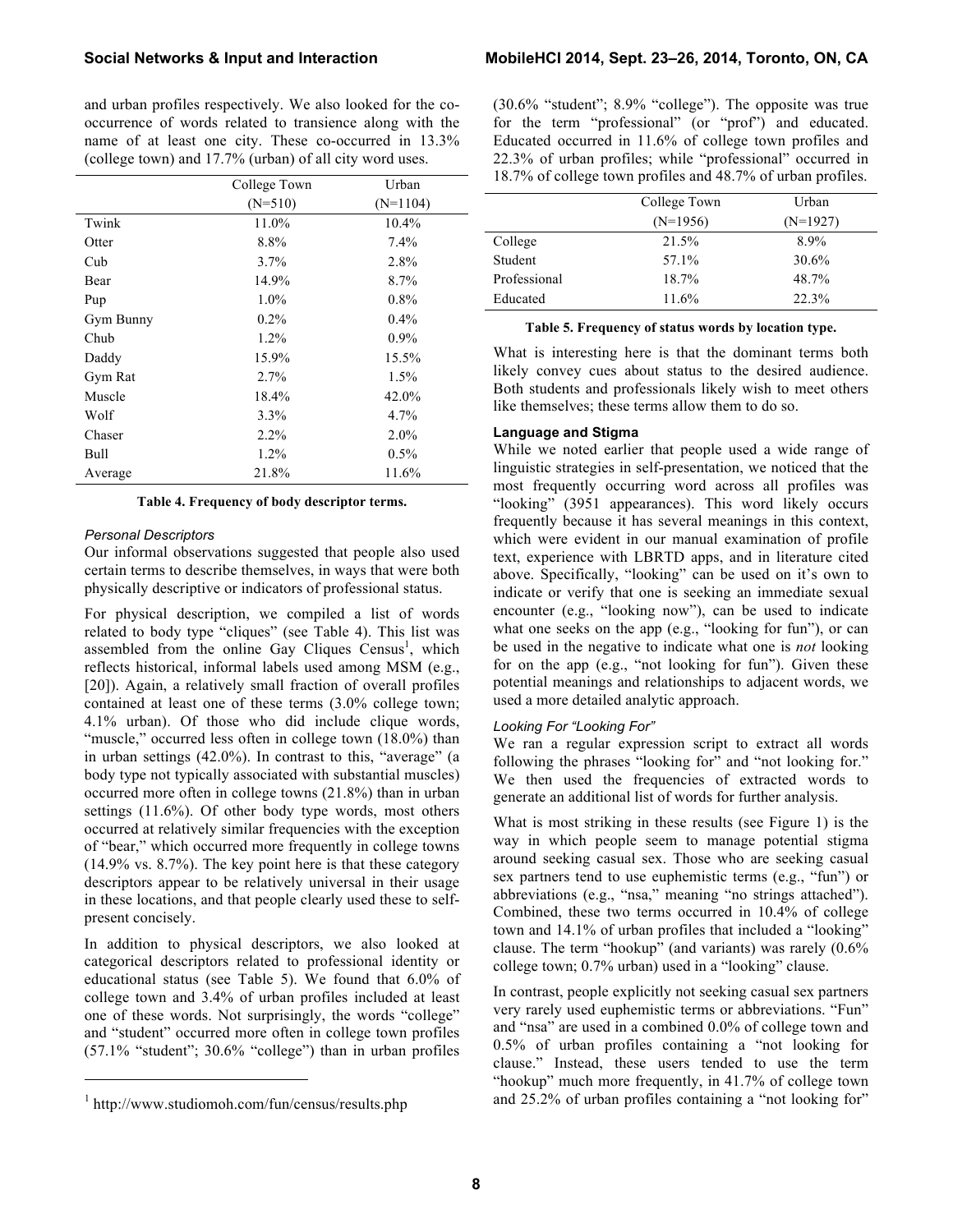and urban profiles respectively. We also looked for the co-occurrence of words related to transience along with the name of at least one city. These co-occurred in 13.3% (college town) and 17.7% (urban) of all city word uses.

| | College Town (N=510) | Urban (N=1104) |
|---|---|---|
| Twink | 11.0% | 10.4% |
| Otter | 8.8% | 7.4% |
| Cub | 3.7% | 2.8% |
| Bear | 14.9% | 8.7% |
| Pup | 1.0% | 0.8% |
| Gym Bunny | 0.2% | 0.4% |
| Chub | 1.2% | 0.9% |
| Daddy | 15.9% | 15.5% |
| Gym Rat | 2.7% | 1.5% |
| Muscle | 18.4% | 42.0% |
| Wolf | 3.3% | 4.7% |
| Chaser | 2.2% | 2.0% |
| Bull | 1.2% | 0.5% |
| Average | 21.8% | 11.6% |

**Table 4. Frequency of body descriptor terms.**

### *Personal Descriptors*

Our informal observations suggested that people also used certain terms to describe themselves, in ways that were both physically descriptive or indicators of professional status.

For physical description, we compiled a list of words related to body type "cliques" (see Table 4). This list was assembled from the online Gay Cliques Census[1], which reflects historical, informal labels used among MSM (e.g., [20]). Again, a relatively small fraction of overall profiles contained at least one of these terms (3.0% college town; 4.1% urban). Of those who did include clique words, "muscle," occurred less often in college town (18.0%) than in urban settings (42.0%). In contrast to this, "average" (a body type not typically associated with substantial muscles) occurred more often in college towns (21.8%) than in urban settings (11.6%). Of other body type words, most others occurred at relatively similar frequencies with the exception of "bear," which occurred more frequently in college towns (14.9% vs. 8.7%). The key point here is that these category descriptors appear to be relatively universal in their usage in these locations, and that people clearly used these to self-present concisely.

In addition to physical descriptors, we also looked at categorical descriptors related to professional identity or educational status (see Table 5). We found that 6.0% of college town and 3.4% of urban profiles included at least one of these words. Not surprisingly, the words "college" and "student" occurred more often in college town profiles (57.1% "student"; 30.6% "college") than in urban profiles (30.6% "student"; 8.9% "college"). The opposite was true for the term "professional" (or "prof") and educated. Educated occurred in 11.6% of college town profiles and 22.3% of urban profiles; while "professional" occurred in 18.7% of college town profiles and 48.7% of urban profiles.

[1] http://www.studiomoh.com/fun/census/results.php

| | College Town (N=1956) | Urban (N=1927) |
|---|---|---|
| College | 21.5% | 8.9% |
| Student | 57.1% | 30.6% |
| Professional | 18.7% | 48.7% |
| Educated | 11.6% | 22.3% |

**Table 5. Frequency of status words by location type.**

What is interesting here is that the dominant terms both likely convey cues about status to the desired audience. Both students and professionals likely wish to meet others like themselves; these terms allow them to do so.

### Language and Stigma

While we noted earlier that people used a wide range of linguistic strategies in self-presentation, we noticed that the most frequently occurring word across all profiles was "looking" (3951 appearances). This word likely occurs frequently because it has several meanings in this context, which were evident in our manual examination of profile text, experience with LBRTD apps, and in literature cited above. Specifically, "looking" can be used on it's own to indicate or verify that one is seeking an immediate sexual encounter (e.g., "looking now"), can be used to indicate what one seeks on the app (e.g., "looking for fun"), or can be used in the negative to indicate what one is *not* looking for on the app (e.g., "not looking for fun"). Given these potential meanings and relationships to adjacent words, we used a more detailed analytic approach.

### *Looking For "Looking For"*

We ran a regular expression script to extract all words following the phrases "looking for" and "not looking for." We then used the frequencies of extracted words to generate an additional list of words for further analysis.

What is most striking in these results (see Figure 1) is the way in which people seem to manage potential stigma around seeking casual sex. Those who are seeking casual sex partners tend to use euphemistic terms (e.g., "fun") or abbreviations (e.g., "nsa," meaning "no strings attached"). Combined, these two terms occurred in 10.4% of college town and 14.1% of urban profiles that included a "looking" clause. The term "hookup" (and variants) was rarely (0.6% college town; 0.7% urban) used in a "looking" clause.

In contrast, people explicitly not seeking casual sex partners very rarely used euphemistic terms or abbreviations. "Fun" and "nsa" are used in a combined 0.0% of college town and 0.5% of urban profiles containing a "not looking for clause." Instead, these users tended to use the term "hookup" much more frequently, in 41.7% of college town and 25.2% of urban profiles containing a "not looking for"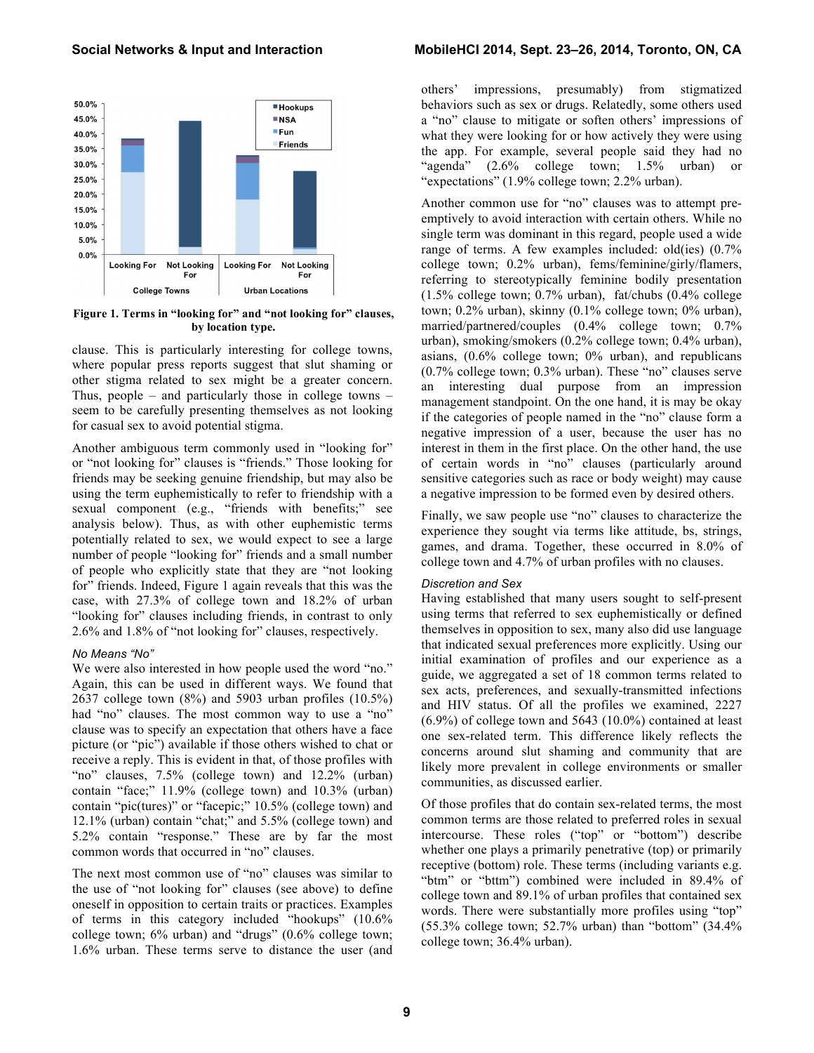Figure 1. Terms in "looking for" and "not looking for" clauses, by location type.

clause. This is particularly interesting for college towns, where popular press reports suggest that slut shaming or other stigma related to sex might be a greater concern. Thus, people – and particularly those in college towns – seem to be carefully presenting themselves as not looking for casual sex to avoid potential stigma.

Another ambiguous term commonly used in "looking for" or "not looking for" clauses is "friends." Those looking for friends may be seeking genuine friendship, but may also be using the term euphemistically to refer to friendship with a sexual component (e.g., "friends with benefits;" see analysis below). Thus, as with other euphemistic terms potentially related to sex, we would expect to see a large number of people "looking for" friends and a small number of people who explicitly state that they are "not looking for" friends. Indeed, Figure 1 again reveals that this was the case, with 27.3% of college town and 18.2% of urban "looking for" clauses including friends, in contrast to only 2.6% and 1.8% of "not looking for" clauses, respectively.

### *No Means "No"*

We were also interested in how people used the word "no." Again, this can be used in different ways. We found that 2637 college town (8%) and 5903 urban profiles (10.5%) had "no" clauses. The most common way to use a "no" clause was to specify an expectation that others have a face picture (or "pic") available if those others wished to chat or receive a reply. This is evident in that, of those profiles with "no" clauses, 7.5% (college town) and 12.2% (urban) contain "face;" 11.9% (college town) and 10.3% (urban) contain "pic(tures)" or "facepic;" 10.5% (college town) and 12.1% (urban) contain "chat;" and 5.5% (college town) and 5.2% contain "response." These are by far the most common words that occurred in "no" clauses.

The next most common use of "no" clauses was similar to the use of "not looking for" clauses (see above) to define oneself in opposition to certain traits or practices. Examples of terms in this category included "hookups" (10.6% college town; 6% urban) and "drugs" (0.6% college town; 1.6% urban. These terms serve to distance the user (and others' impressions, presumably) from stigmatized behaviors such as sex or drugs. Relatedly, some others used a "no" clause to mitigate or soften others' impressions of what they were looking for or how actively they were using the app. For example, several people said they had no "agenda" (2.6% college town; 1.5% urban) or "expectations" (1.9% college town; 2.2% urban).

Another common use for "no" clauses was to attempt pre-emptively to avoid interaction with certain others. While no single term was dominant in this regard, people used a wide range of terms. A few examples included: old(ies) (0.7% college town; 0.2% urban), fems/feminine/girly/flamers, referring to stereotypically feminine bodily presentation (1.5% college town; 0.7% urban), fat/chubs (0.4% college town; 0.2% urban), skinny (0.1% college town; 0% urban), married/partnered/couples (0.4% college town; 0.7% urban), smoking/smokers (0.2% college town; 0.4% urban), asians, (0.6% college town; 0% urban), and republicans (0.7% college town; 0.3% urban). These "no" clauses serve an interesting dual purpose from an impression management standpoint. On the one hand, it is may be okay if the categories of people named in the "no" clause form a negative impression of a user, because the user has no interest in them in the first place. On the other hand, the use of certain words in "no" clauses (particularly around sensitive categories such as race or body weight) may cause a negative impression to be formed even by desired others.

Finally, we saw people use "no" clauses to characterize the experience they sought via terms like attitude, bs, strings, games, and drama. Together, these occurred in 8.0% of college town and 4.7% of urban profiles with no clauses.

### *Discretion and Sex*

Having established that many users sought to self-present using terms that referred to sex euphemistically or defined themselves in opposition to sex, many also did use language that indicated sexual preferences more explicitly. Using our initial examination of profiles and our experience as a guide, we aggregated a set of 18 common terms related to sex acts, preferences, and sexually-transmitted infections and HIV status. Of all the profiles we examined, 2227 (6.9%) of college town and 5643 (10.0%) contained at least one sex-related term. This difference likely reflects the concerns around slut shaming and community that are likely more prevalent in college environments or smaller communities, as discussed earlier.

Of those profiles that do contain sex-related terms, the most common terms are those related to preferred roles in sexual intercourse. These roles ("top" or "bottom") describe whether one plays a primarily penetrative (top) or primarily receptive (bottom) role. These terms (including variants e.g. "btm" or "bttm") combined were included in 89.4% of college town and 89.1% of urban profiles that contained sex words. There were substantially more profiles using "top" (55.3% college town; 52.7% urban) than "bottom" (34.4% college town; 36.4% urban).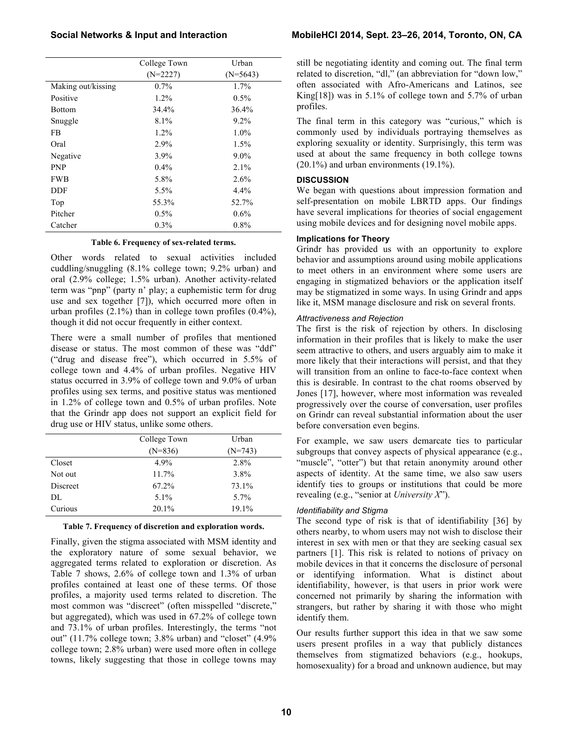| | College Town (N=2227) | Urban (N=5643) |
|---|---|---|
| Making out/kissing | 0.7% | 1.7% |
| Positive | 1.2% | 0.5% |
| Bottom | 34.4% | 36.4% |
| Snuggle | 8.1% | 9.2% |
| FB | 1.2% | 1.0% |
| Oral | 2.9% | 1.5% |
| Negative | 3.9% | 9.0% |
| PNP | 0.4% | 2.1% |
| FWB | 5.8% | 2.6% |
| DDF | 5.5% | 4.4% |
| Top | 55.3% | 52.7% |
| Pitcher | 0.5% | 0.6% |
| Catcher | 0.3% | 0.8% |

**Table 6. Frequency of sex-related terms.**

Other words related to sexual activities included cuddling/snuggling (8.1% college town; 9.2% urban) and oral (2.9% college; 1.5% urban). Another activity-related term was "pnp" (party n' play; a euphemistic term for drug use and sex together [7]), which occurred more often in urban profiles (2.1%) than in college town profiles (0.4%), though it did not occur frequently in either context.

There were a small number of profiles that mentioned disease or status. The most common of these was "ddf" ("drug and disease free"), which occurred in 5.5% of college town and 4.4% of urban profiles. Negative HIV status occurred in 3.9% of college town and 9.0% of urban profiles using sex terms, and positive status was mentioned in 1.2% of college town and 0.5% of urban profiles. Note that the Grindr app does not support an explicit field for drug use or HIV status, unlike some others.

| | College Town (N=836) | Urban (N=743) |
|---|---|---|
| Closet | 4.9% | 2.8% |
| Not out | 11.7% | 3.8% |
| Discreet | 67.2% | 73.1% |
| DL | 5.1% | 5.7% |
| Curious | 20.1% | 19.1% |

**Table 7. Frequency of discretion and exploration words.**

Finally, given the stigma associated with MSM identity and the exploratory nature of some sexual behavior, we aggregated terms related to exploration or discretion. As Table 7 shows, 2.6% of college town and 1.3% of urban profiles contained at least one of these terms. Of those profiles, a majority used terms related to discretion. The most common was "discreet" (often misspelled "discrete," but aggregated), which was used in 67.2% of college town and 73.1% of urban profiles. Interestingly, the terms "not out" (11.7% college town; 3.8% urban) and "closet" (4.9% college town; 2.8% urban) were used more often in college towns, likely suggesting that those in college towns may still be negotiating identity and coming out. The final term related to discretion, "dl," (an abbreviation for "down low," often associated with Afro-Americans and Latinos, see King[18]) was in 5.1% of college town and 5.7% of urban profiles.

The final term in this category was "curious," which is commonly used by individuals portraying themselves as exploring sexuality or identity. Surprisingly, this term was used at about the same frequency in both college towns (20.1%) and urban environments (19.1%).

## DISCUSSION

We began with questions about impression formation and self-presentation on mobile LBRTD apps. Our findings have several implications for theories of social engagement using mobile devices and for designing novel mobile apps.

### Implications for Theory

Grindr has provided us with an opportunity to explore behavior and assumptions around using mobile applications to meet others in an environment where some users are engaging in stigmatized behaviors or the application itself may be stigmatized in some ways. In using Grindr and apps like it, MSM manage disclosure and risk on several fronts.

#### *Attractiveness and Rejection*

The first is the risk of rejection by others. In disclosing information in their profiles that is likely to make the user seem attractive to others, and users arguably aim to make it more likely that their interactions will persist, and that they will transition from an online to face-to-face context when this is desirable. In contrast to the chat rooms observed by Jones [17], however, where most information was revealed progressively over the course of conversation, user profiles on Grindr can reveal substantial information about the user before conversation even begins.

For example, we saw users demarcate ties to particular subgroups that convey aspects of physical appearance (e.g., "muscle", "otter") but that retain anonymity around other aspects of identity. At the same time, we also saw users identify ties to groups or institutions that could be more revealing (e.g., "senior at *University X*").

#### *Identifiability and Stigma*

The second type of risk is that of identifiability [36] by others nearby, to whom users may not wish to disclose their interest in sex with men or that they are seeking casual sex partners [1]. This risk is related to notions of privacy on mobile devices in that it concerns the disclosure of personal or identifying information. What is distinct about identifiability, however, is that users in prior work were concerned not primarily by sharing the information with strangers, but rather by sharing it with those who might identify them.

Our results further support this idea in that we saw some users present profiles in a way that publicly distances themselves from stigmatized behaviors (e.g., hookups, homosexuality) for a broad and unknown audience, but may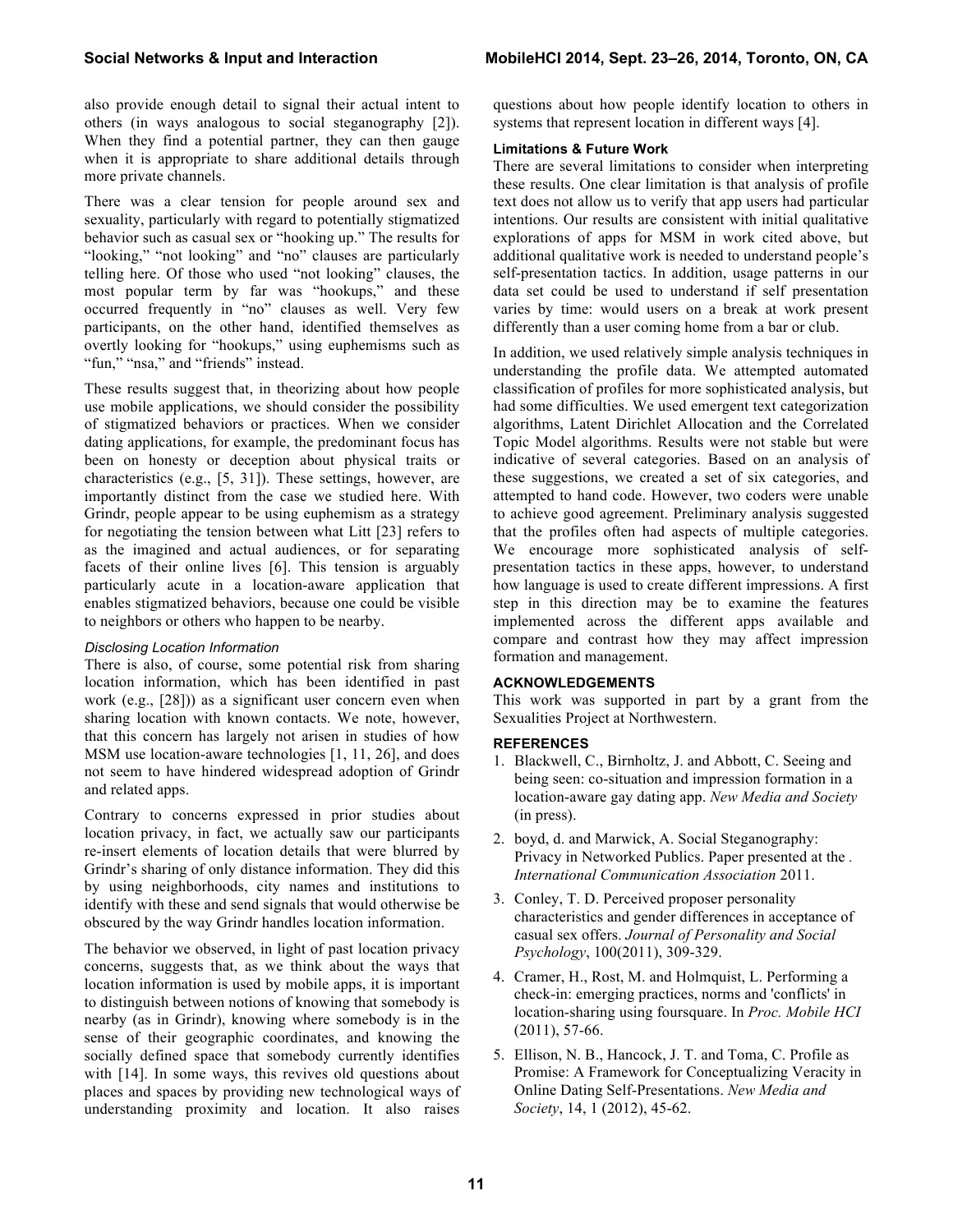also provide enough detail to signal their actual intent to others (in ways analogous to social steganography [2]). When they find a potential partner, they can then gauge when it is appropriate to share additional details through more private channels.

There was a clear tension for people around sex and sexuality, particularly with regard to potentially stigmatized behavior such as casual sex or "hooking up." The results for "looking," "not looking" and "no" clauses are particularly telling here. Of those who used "not looking" clauses, the most popular term by far was "hookups," and these occurred frequently in "no" clauses as well. Very few participants, on the other hand, identified themselves as overtly looking for "hookups," using euphemisms such as "fun," "nsa," and "friends" instead.

These results suggest that, in theorizing about how people use mobile applications, we should consider the possibility of stigmatized behaviors or practices. When we consider dating applications, for example, the predominant focus has been on honesty or deception about physical traits or characteristics (e.g., [5, 31]). These settings, however, are importantly distinct from the case we studied here. With Grindr, people appear to be using euphemism as a strategy for negotiating the tension between what Litt [23] refers to as the imagined and actual audiences, or for separating facets of their online lives [6]. This tension is arguably particularly acute in a location-aware application that enables stigmatized behaviors, because one could be visible to neighbors or others who happen to be nearby.

#### *Disclosing Location Information*

There is also, of course, some potential risk from sharing location information, which has been identified in past work (e.g., [28])) as a significant user concern even when sharing location with known contacts. We note, however, that this concern has largely not arisen in studies of how MSM use location-aware technologies [1, 11, 26], and does not seem to have hindered widespread adoption of Grindr and related apps.

Contrary to concerns expressed in prior studies about location privacy, in fact, we actually saw our participants re-insert elements of location details that were blurred by Grindr's sharing of only distance information. They did this by using neighborhoods, city names and institutions to identify with these and send signals that would otherwise be obscured by the way Grindr handles location information.

The behavior we observed, in light of past location privacy concerns, suggests that, as we think about the ways that location information is used by mobile apps, it is important to distinguish between notions of knowing that somebody is nearby (as in Grindr), knowing where somebody is in the sense of their geographic coordinates, and knowing the socially defined space that somebody currently identifies with [14]. In some ways, this revives old questions about places and spaces by providing new technological ways of understanding proximity and location. It also raises questions about how people identify location to others in systems that represent location in different ways [4].

### Limitations & Future Work

There are several limitations to consider when interpreting these results. One clear limitation is that analysis of profile text does not allow us to verify that app users had particular intentions. Our results are consistent with initial qualitative explorations of apps for MSM in work cited above, but additional qualitative work is needed to understand people's self-presentation tactics. In addition, usage patterns in our data set could be used to understand if self presentation varies by time: would users on a break at work present differently than a user coming home from a bar or club.

In addition, we used relatively simple analysis techniques in understanding the profile data. We attempted automated classification of profiles for more sophisticated analysis, but had some difficulties. We used emergent text categorization algorithms, Latent Dirichlet Allocation and the Correlated Topic Model algorithms. Results were not stable but were indicative of several categories. Based on an analysis of these suggestions, we created a set of six categories, and attempted to hand code. However, two coders were unable to achieve good agreement. Preliminary analysis suggested that the profiles often had aspects of multiple categories. We encourage more sophisticated analysis of self-presentation tactics in these apps, however, to understand how language is used to create different impressions. A first step in this direction may be to examine the features implemented across the different apps available and compare and contrast how they may affect impression formation and management.

## ACKNOWLEDGEMENTS

This work was supported in part by a grant from the Sexualities Project at Northwestern.

## REFERENCES

1. Blackwell, C., Birnholtz, J. and Abbott, C. Seeing and being seen: co-situation and impression formation in a location-aware gay dating app. *New Media and Society* (in press).
2. boyd, d. and Marwick, A. Social Steganography: Privacy in Networked Publics. Paper presented at the *. International Communication Association* 2011.
3. Conley, T. D. Perceived proposer personality characteristics and gender differences in acceptance of casual sex offers. *Journal of Personality and Social Psychology*, 100(2011), 309-329.
4. Cramer, H., Rost, M. and Holmquist, L. Performing a check-in: emerging practices, norms and 'conflicts' in location-sharing using foursquare. In *Proc. Mobile HCI* (2011), 57-66.
5. Ellison, N. B., Hancock, J. T. and Toma, C. Profile as Promise: A Framework for Conceptualizing Veracity in Online Dating Self-Presentations. *New Media and Society*, 14, 1 (2012), 45-62.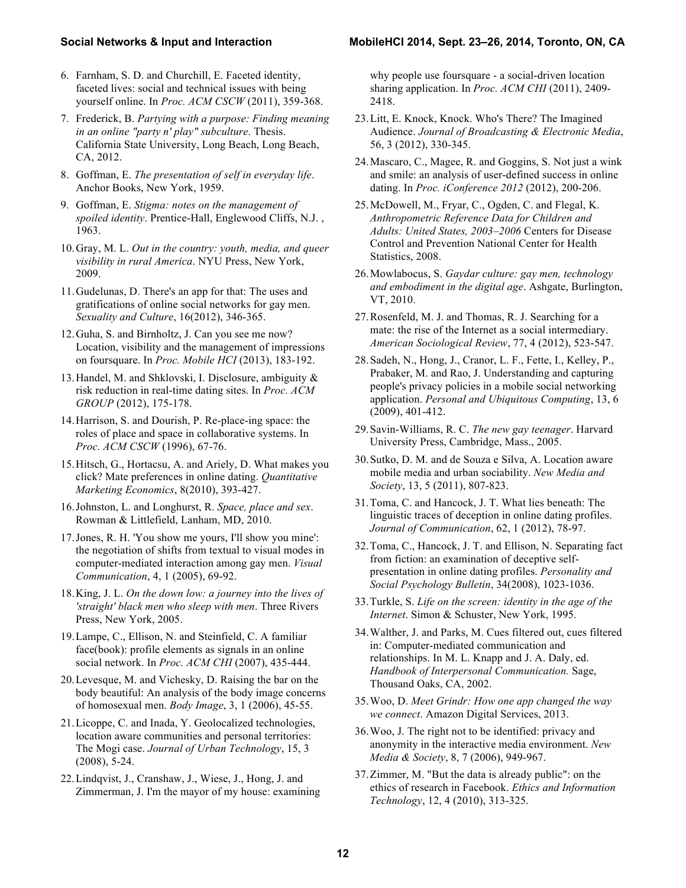6. Farnham, S. D. and Churchill, E. Faceted identity, faceted lives: social and technical issues with being yourself online. In *Proc. ACM CSCW* (2011), 359-368.
7. Frederick, B. *Partying with a purpose: Finding meaning in an online "party n' play" subculture*. Thesis. California State University, Long Beach, Long Beach, CA, 2012.
8. Goffman, E. *The presentation of self in everyday life*. Anchor Books, New York, 1959.
9. Goffman, E. *Stigma: notes on the management of spoiled identity*. Prentice-Hall, Englewood Cliffs, N.J. , 1963.
10. Gray, M. L. *Out in the country: youth, media, and queer visibility in rural America*. NYU Press, New York, 2009.
11. Gudelunas, D. There's an app for that: The uses and gratifications of online social networks for gay men. *Sexuality and Culture*, 16(2012), 346-365.
12. Guha, S. and Birnholtz, J. Can you see me now? Location, visibility and the management of impressions on foursquare. In *Proc. Mobile HCI* (2013), 183-192.
13. Handel, M. and Shklovski, I. Disclosure, ambiguity & risk reduction in real-time dating sites. In *Proc. ACM GROUP* (2012), 175-178.
14. Harrison, S. and Dourish, P. Re-place-ing space: the roles of place and space in collaborative systems. In *Proc. ACM CSCW* (1996), 67-76.
15. Hitsch, G., Hortacsu, A. and Ariely, D. What makes you click? Mate preferences in online dating. *Quantitative Marketing Economics*, 8(2010), 393-427.
16. Johnston, L. and Longhurst, R. *Space, place and sex*. Rowman & Littlefield, Lanham, MD, 2010.
17. Jones, R. H. 'You show me yours, I'll show you mine': the negotiation of shifts from textual to visual modes in computer-mediated interaction among gay men. *Visual Communication*, 4, 1 (2005), 69-92.
18. King, J. L. *On the down low: a journey into the lives of 'straight' black men who sleep with men*. Three Rivers Press, New York, 2005.
19. Lampe, C., Ellison, N. and Steinfield, C. A familiar face(book): profile elements as signals in an online social network. In *Proc. ACM CHI* (2007), 435-444.
20. Levesque, M. and Vichesky, D. Raising the bar on the body beautiful: An analysis of the body image concerns of homosexual men. *Body Image*, 3, 1 (2006), 45-55.
21. Licoppe, C. and Inada, Y. Geolocalized technologies, location aware communities and personal territories: The Mogi case. *Journal of Urban Technology*, 15, 3 (2008), 5-24.
22. Lindqvist, J., Cranshaw, J., Wiese, J., Hong, J. and Zimmerman, J. I'm the mayor of my house: examining why people use foursquare - a social-driven location sharing application. In *Proc. ACM CHI* (2011), 2409-2418.
23. Litt, E. Knock, Knock. Who's There? The Imagined Audience. *Journal of Broadcasting & Electronic Media*, 56, 3 (2012), 330-345.
24. Mascaro, C., Magee, R. and Goggins, S. Not just a wink and smile: an analysis of user-defined success in online dating. In *Proc. iConference 2012* (2012), 200-206.
25. McDowell, M., Fryar, C., Ogden, C. and Flegal, K. *Anthropometric Reference Data for Children and Adults: United States, 2003–2006* Centers for Disease Control and Prevention National Center for Health Statistics, 2008.
26. Mowlabocus, S. *Gaydar culture: gay men, technology and embodiment in the digital age*. Ashgate, Burlington, VT, 2010.
27. Rosenfeld, M. J. and Thomas, R. J. Searching for a mate: the rise of the Internet as a social intermediary. *American Sociological Review*, 77, 4 (2012), 523-547.
28. Sadeh, N., Hong, J., Cranor, L. F., Fette, I., Kelley, P., Prabaker, M. and Rao, J. Understanding and capturing people's privacy policies in a mobile social networking application. *Personal and Ubiquitous Computing*, 13, 6 (2009), 401-412.
29. Savin-Williams, R. C. *The new gay teenager*. Harvard University Press, Cambridge, Mass., 2005.
30. Sutko, D. M. and de Souza e Silva, A. Location aware mobile media and urban sociability. *New Media and Society*, 13, 5 (2011), 807-823.
31. Toma, C. and Hancock, J. T. What lies beneath: The linguistic traces of deception in online dating profiles. *Journal of Communication*, 62, 1 (2012), 78-97.
32. Toma, C., Hancock, J. T. and Ellison, N. Separating fact from fiction: an examination of deceptive self-presentation in online dating profiles. *Personality and Social Psychology Bulletin*, 34(2008), 1023-1036.
33. Turkle, S. *Life on the screen: identity in the age of the Internet*. Simon & Schuster, New York, 1995.
34. Walther, J. and Parks, M. Cues filtered out, cues filtered in: Computer-mediated communication and relationships. In M. L. Knapp and J. A. Daly, ed. *Handbook of Interpersonal Communication.* Sage, Thousand Oaks, CA, 2002.
35. Woo, D. *Meet Grindr: How one app changed the way we connect*. Amazon Digital Services, 2013.
36. Woo, J. The right not to be identified: privacy and anonymity in the interactive media environment. *New Media & Society*, 8, 7 (2006), 949-967.
37. Zimmer, M. "But the data is already public": on the ethics of research in Facebook. *Ethics and Information Technology*, 12, 4 (2010), 313-325.